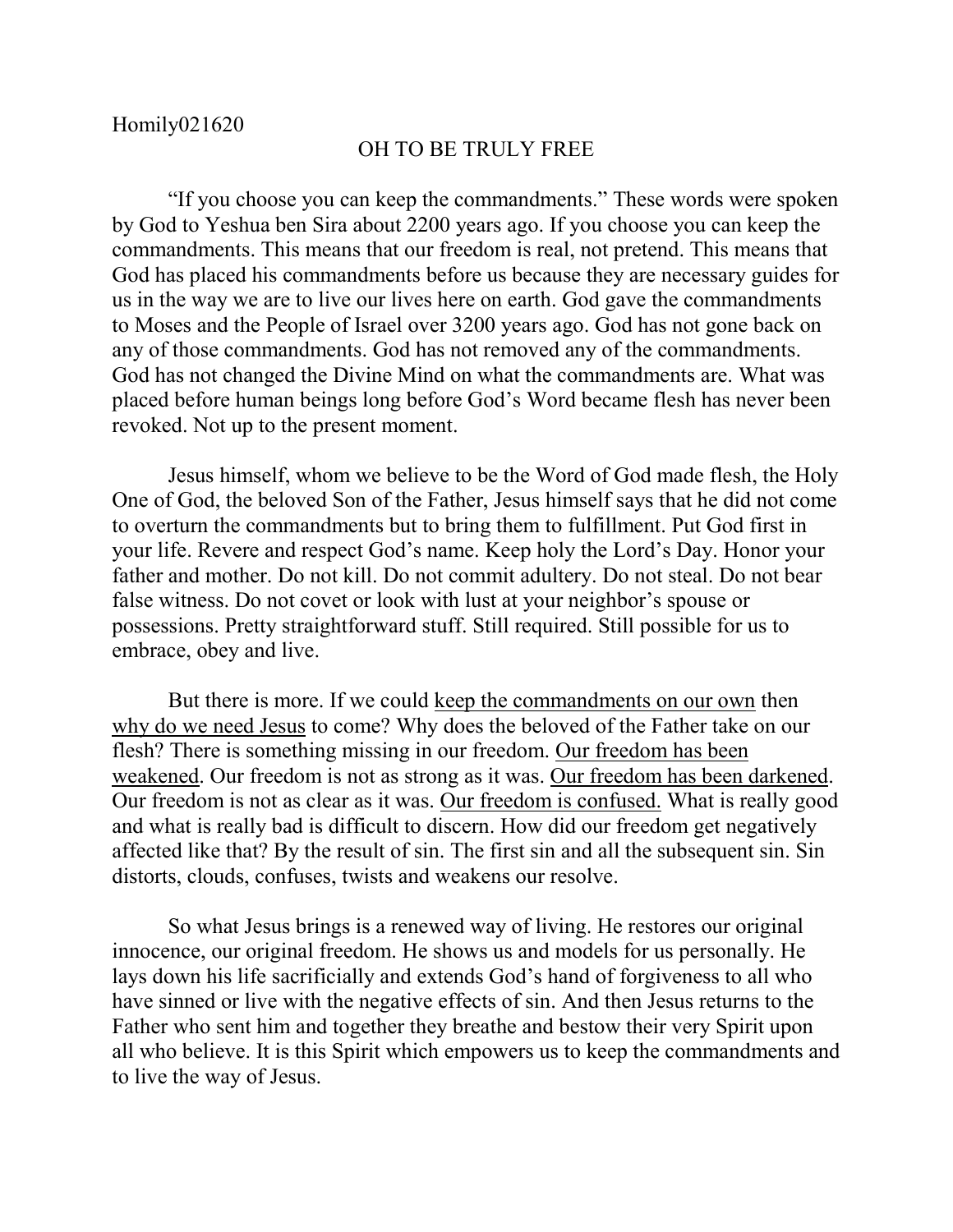Homily021620

# OH TO BE TRULY FREE

"If you choose you can keep the commandments." These words were spoken by God to Yeshua ben Sira about 2200 years ago. If you choose you can keep the commandments. This means that our freedom is real, not pretend. This means that God has placed his commandments before us because they are necessary guides for us in the way we are to live our lives here on earth. God gave the commandments to Moses and the People of Israel over 3200 years ago. God has not gone back on any of those commandments. God has not removed any of the commandments. God has not changed the Divine Mind on what the commandments are. What was placed before human beings long before God's Word became flesh has never been revoked. Not up to the present moment.

Jesus himself, whom we believe to be the Word of God made flesh, the Holy One of God, the beloved Son of the Father, Jesus himself says that he did not come to overturn the commandments but to bring them to fulfillment. Put God first in your life. Revere and respect God's name. Keep holy the Lord's Day. Honor your father and mother. Do not kill. Do not commit adultery. Do not steal. Do not bear false witness. Do not covet or look with lust at your neighbor's spouse or possessions. Pretty straightforward stuff. Still required. Still possible for us to embrace, obey and live.

But there is more. If we could <u>keep the commandments on our own</u> then <u>why do we need Jesus</u> to come? Why does the beloved of the Father take on our flesh? There is something missing in our freedom. <u>Our freedom has been weakened</u>. Our freedom is not as strong as it was. <u>Our freedom has been darkened</u>. Our freedom is not as clear as it was. <u>Our freedom is confused.</u> What is really good and what is really bad is difficult to discern. How did our freedom get negatively affected like that? By the result of sin. The first sin and all the subsequent sin. Sin distorts, clouds, confuses, twists and weakens our resolve.

So what Jesus brings is a renewed way of living. He restores our original innocence, our original freedom. He shows us and models for us personally. He lays down his life sacrificially and extends God's hand of forgiveness to all who have sinned or live with the negative effects of sin. And then Jesus returns to the Father who sent him and together they breathe and bestow their very Spirit upon all who believe. It is this Spirit which empowers us to keep the commandments and to live the way of Jesus.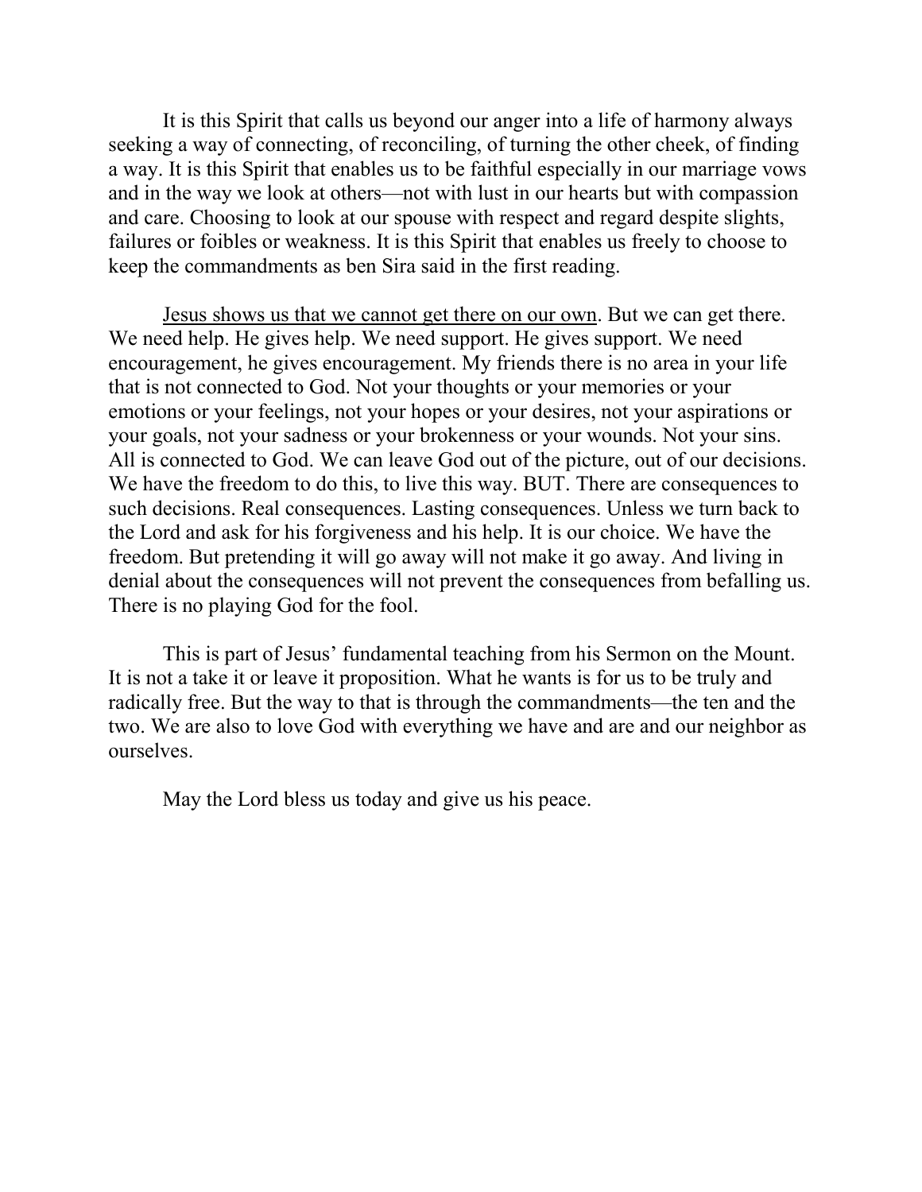It is this Spirit that calls us beyond our anger into a life of harmony always seeking a way of connecting, of reconciling, of turning the other cheek, of finding a way. It is this Spirit that enables us to be faithful especially in our marriage vows and in the way we look at others—not with lust in our hearts but with compassion and care. Choosing to look at our spouse with respect and regard despite slights, failures or foibles or weakness. It is this Spirit that enables us freely to choose to keep the commandments as ben Sira said in the first reading.

<u>Jesus shows us that we cannot get there on our own</u>. But we can get there. We need help. He gives help. We need support. He gives support. We need encouragement, he gives encouragement. My friends there is no area in your life that is not connected to God. Not your thoughts or your memories or your emotions or your feelings, not your hopes or your desires, not your aspirations or your goals, not your sadness or your brokenness or your wounds. Not your sins. All is connected to God. We can leave God out of the picture, out of our decisions. We have the freedom to do this, to live this way. BUT. There are consequences to such decisions. Real consequences. Lasting consequences. Unless we turn back to the Lord and ask for his forgiveness and his help. It is our choice. We have the freedom. But pretending it will go away will not make it go away. And living in denial about the consequences will not prevent the consequences from befalling us. There is no playing God for the fool.

This is part of Jesus' fundamental teaching from his Sermon on the Mount. It is not a take it or leave it proposition. What he wants is for us to be truly and radically free. But the way to that is through the commandments—the ten and the two. We are also to love God with everything we have and are and our neighbor as ourselves.

May the Lord bless us today and give us his peace.